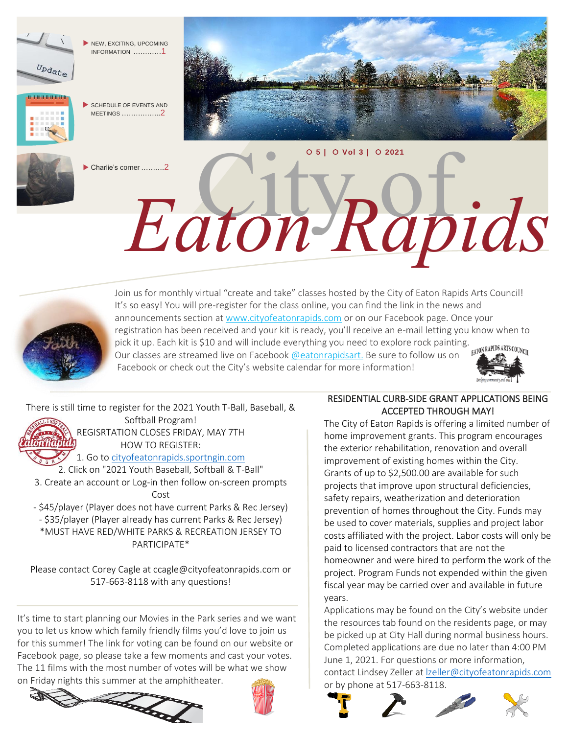- NEW, EXCITING, UPCOMING INFORMATION ............1
- SCHEDULE OF EVENTS AND MEETINGS ................2
- Charlie's corner ..........2

O 5 | O Vol 3 | O 2021

# City of *Eaton Rapids*

Join us for monthly virtual "create and take" classes hosted by the City of Eaton Rapids Arts Council! It's so easy! You will pre-register for the class online, you can find the link in the news and announcements section at www.cityofeatonrapids.com or on our Facebook page. Once your registration has been received and your kit is ready, you'll receive an e-mail letting you know when to pick it up. Each kit is $10 and will include everything you need to explore rock painting. Our classes are streamed live on Facebook @eatonrapidsart. Be sure to follow us on Facebook or check out the City's website calendar for more information!

There is still time to register for the 2021 Youth T-Ball, Baseball, & Softball Program!

REGISRTATION CLOSES FRIDAY, MAY 7TH

HOW TO REGISTER:

1. Go to cityofeatonrapids.sportngin.com
2. Click on "2021 Youth Baseball, Softball & T-Ball"
3. Create an account or Log-in then follow on-screen prompts

Cost

- $45/player (Player does not have current Parks & Rec Jersey)
- $35/player (Player already has current Parks & Rec Jersey)

*MUST HAVE RED/WHITE PARKS & RECREATION JERSEY TO PARTICIPATE*

Please contact Corey Cagle at ccagle@cityofeatonrapids.com or 517-663-8118 with any questions!

It's time to start planning our Movies in the Park series and we want you to let us know which family friendly films you'd love to join us for this summer! The link for voting can be found on our website or Facebook page, so please take a few moments and cast your votes. The 11 films with the most number of votes will be what we show on Friday nights this summer at the amphitheater.

## RESIDENTIAL CURB-SIDE GRANT APPLICATIONS BEING ACCEPTED THROUGH MAY!

The City of Eaton Rapids is offering a limited number of home improvement grants. This program encourages the exterior rehabilitation, renovation and overall improvement of existing homes within the City. Grants of up to $2,500.00 are available for such projects that improve upon structural deficiencies, safety repairs, weatherization and deterioration prevention of homes throughout the City. Funds may be used to cover materials, supplies and project labor costs affiliated with the project. Labor costs will only be paid to licensed contractors that are not the homeowner and were hired to perform the work of the project. Program Funds not expended within the given fiscal year may be carried over and available in future years.

Applications may be found on the City's website under the resources tab found on the residents page, or may be picked up at City Hall during normal business hours. Completed applications are due no later than 4:00 PM June 1, 2021. For questions or more information, contact Lindsey Zeller at lzeller@cityofeatonrapids.com or by phone at 517-663-8118.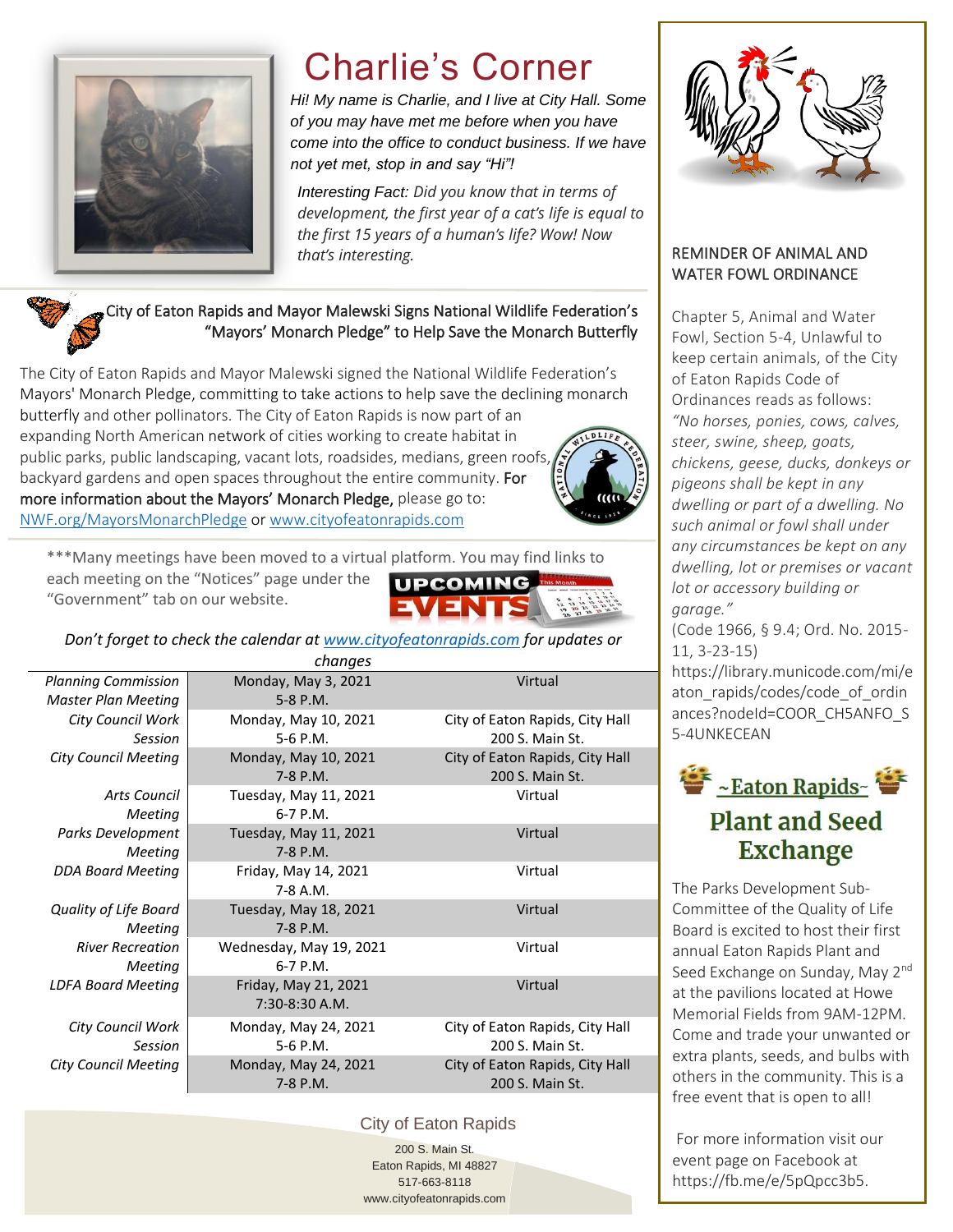# Charlie's Corner

*Hi! My name is Charlie, and I live at City Hall. Some of you may have met me before when you have come into the office to conduct business. If we have not yet met, stop in and say "Hi"!*

*Interesting Fact: Did you know that in terms of development, the first year of a cat's life is equal to the first 15 years of a human's life? Wow! Now that's interesting.*

## City of Eaton Rapids and Mayor Malewski Signs National Wildlife Federation's "Mayors' Monarch Pledge" to Help Save the Monarch Butterfly

The City of Eaton Rapids and Mayor Malewski signed the National Wildlife Federation's Mayors' Monarch Pledge, committing to take actions to help save the declining monarch butterfly and other pollinators. The City of Eaton Rapids is now part of an expanding North American network of cities working to create habitat in public parks, public landscaping, vacant lots, roadsides, medians, green roofs, backyard gardens and open spaces throughout the entire community. For more information about the Mayors' Monarch Pledge, please go to: NWF.org/MayorsMonarchPledge or www.cityofeatonrapids.com

***Many meetings have been moved to a virtual platform. You may find links to each meeting on the "Notices" page under the "Government" tab on our website.

*Don't forget to check the calendar at www.cityofeatonrapids.com for updates or changes*

| | | |
|---|---|---|
| *Planning Commission Master Plan Meeting* | Monday, May 3, 2021 5-8 P.M. | Virtual |
| *City Council Work Session* | Monday, May 10, 2021 5-6 P.M. | City of Eaton Rapids, City Hall 200 S. Main St. |
| *City Council Meeting* | Monday, May 10, 2021 7-8 P.M. | City of Eaton Rapids, City Hall 200 S. Main St. |
| *Arts Council Meeting* | Tuesday, May 11, 2021 6-7 P.M. | Virtual |
| *Parks Development Meeting* | Tuesday, May 11, 2021 7-8 P.M. | Virtual |
| *DDA Board Meeting* | Friday, May 14, 2021 7-8 A.M. | Virtual |
| *Quality of Life Board Meeting* | Tuesday, May 18, 2021 7-8 P.M. | Virtual |
| *River Recreation Meeting* | Wednesday, May 19, 2021 6-7 P.M. | Virtual |
| *LDFA Board Meeting* | Friday, May 21, 2021 7:30-8:30 A.M. | Virtual |
| *City Council Work Session* | Monday, May 24, 2021 5-6 P.M. | City of Eaton Rapids, City Hall 200 S. Main St. |
| *City Council Meeting* | Monday, May 24, 2021 7-8 P.M. | City of Eaton Rapids, City Hall 200 S. Main St. |

City of Eaton Rapids
200 S. Main St.
Eaton Rapids, MI 48827
517-663-8118
www.cityofeatonrapids.com

## REMINDER OF ANIMAL AND WATER FOWL ORDINANCE

Chapter 5, Animal and Water Fowl, Section 5-4, Unlawful to keep certain animals, of the City of Eaton Rapids Code of Ordinances reads as follows: *"No horses, ponies, cows, calves, steer, swine, sheep, goats, chickens, geese, ducks, donkeys or pigeons shall be kept in any dwelling or part of a dwelling. No such animal or fowl shall under any circumstances be kept on any dwelling, lot or premises or vacant lot or accessory building or garage."*
(Code 1966, § 9.4; Ord. No. 2015-11, 3-23-15)
https://library.municode.com/mi/eaton_rapids/codes/code_of_ordinances?nodeId=COOR_CH5ANFO_S5-4UNKECEAN

## ~Eaton Rapids~ Plant and Seed Exchange

The Parks Development Sub-Committee of the Quality of Life Board is excited to host their first annual Eaton Rapids Plant and Seed Exchange on Sunday, May 2nd at the pavilions located at Howe Memorial Fields from 9AM-12PM. Come and trade your unwanted or extra plants, seeds, and bulbs with others in the community. This is a free event that is open to all!

For more information visit our event page on Facebook at https://fb.me/e/5pQpcc3b5.